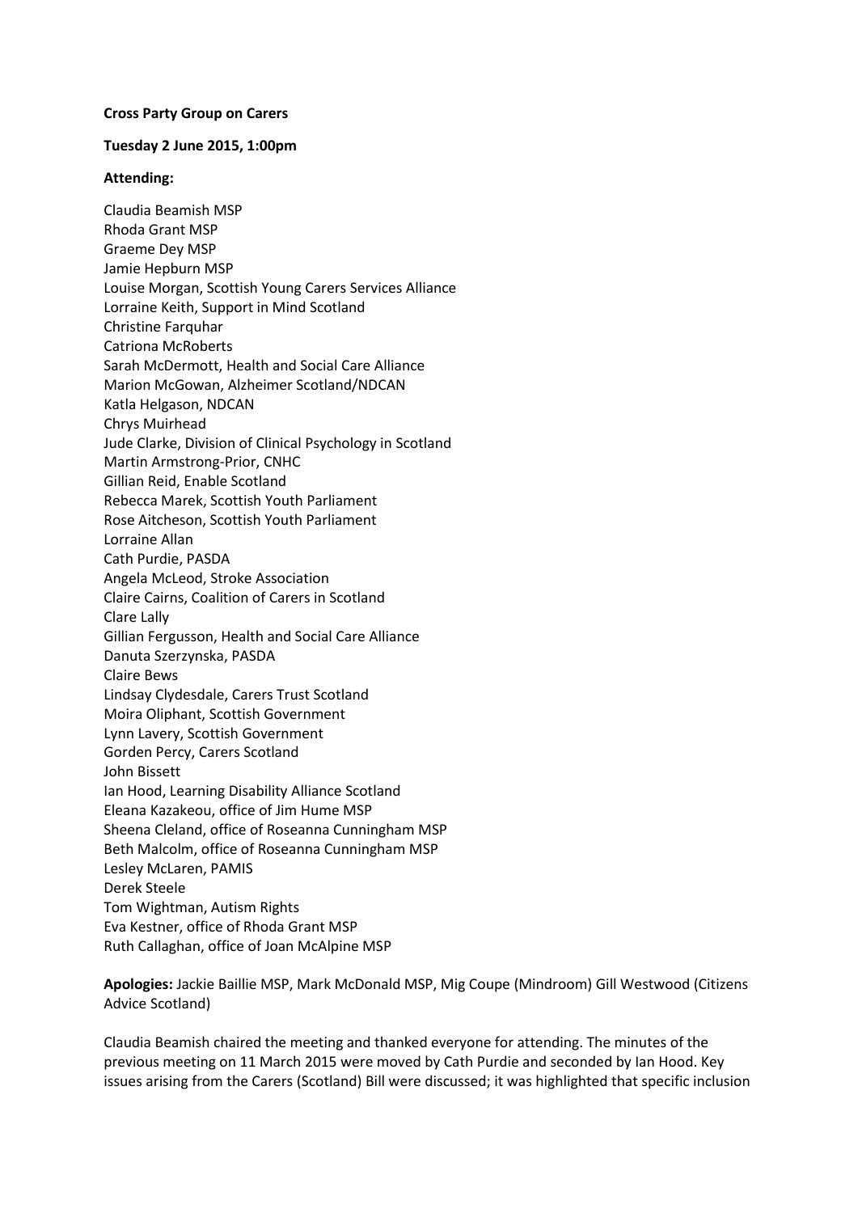**Cross Party Group on Carers**

**Tuesday 2 June 2015, 1:00pm**

**Attending:**

Claudia Beamish MSP
Rhoda Grant MSP
Graeme Dey MSP
Jamie Hepburn MSP
Louise Morgan, Scottish Young Carers Services Alliance
Lorraine Keith, Support in Mind Scotland
Christine Farquhar
Catriona McRoberts
Sarah McDermott, Health and Social Care Alliance
Marion McGowan, Alzheimer Scotland/NDCAN
Katla Helgason, NDCAN
Chrys Muirhead
Jude Clarke, Division of Clinical Psychology in Scotland
Martin Armstrong-Prior, CNHC
Gillian Reid, Enable Scotland
Rebecca Marek, Scottish Youth Parliament
Rose Aitcheson, Scottish Youth Parliament
Lorraine Allan
Cath Purdie, PASDA
Angela McLeod, Stroke Association
Claire Cairns, Coalition of Carers in Scotland
Clare Lally
Gillian Fergusson, Health and Social Care Alliance
Danuta Szerzynska, PASDA
Claire Bews
Lindsay Clydesdale, Carers Trust Scotland
Moira Oliphant, Scottish Government
Lynn Lavery, Scottish Government
Gorden Percy, Carers Scotland
John Bissett
Ian Hood, Learning Disability Alliance Scotland
Eleana Kazakeou, office of Jim Hume MSP
Sheena Cleland, office of Roseanna Cunningham MSP
Beth Malcolm, office of Roseanna Cunningham MSP
Lesley McLaren, PAMIS
Derek Steele
Tom Wightman, Autism Rights
Eva Kestner, office of Rhoda Grant MSP
Ruth Callaghan, office of Joan McAlpine MSP

**Apologies:** Jackie Baillie MSP, Mark McDonald MSP, Mig Coupe (Mindroom) Gill Westwood (Citizens Advice Scotland)

Claudia Beamish chaired the meeting and thanked everyone for attending. The minutes of the previous meeting on 11 March 2015 were moved by Cath Purdie and seconded by Ian Hood. Key issues arising from the Carers (Scotland) Bill were discussed; it was highlighted that specific inclusion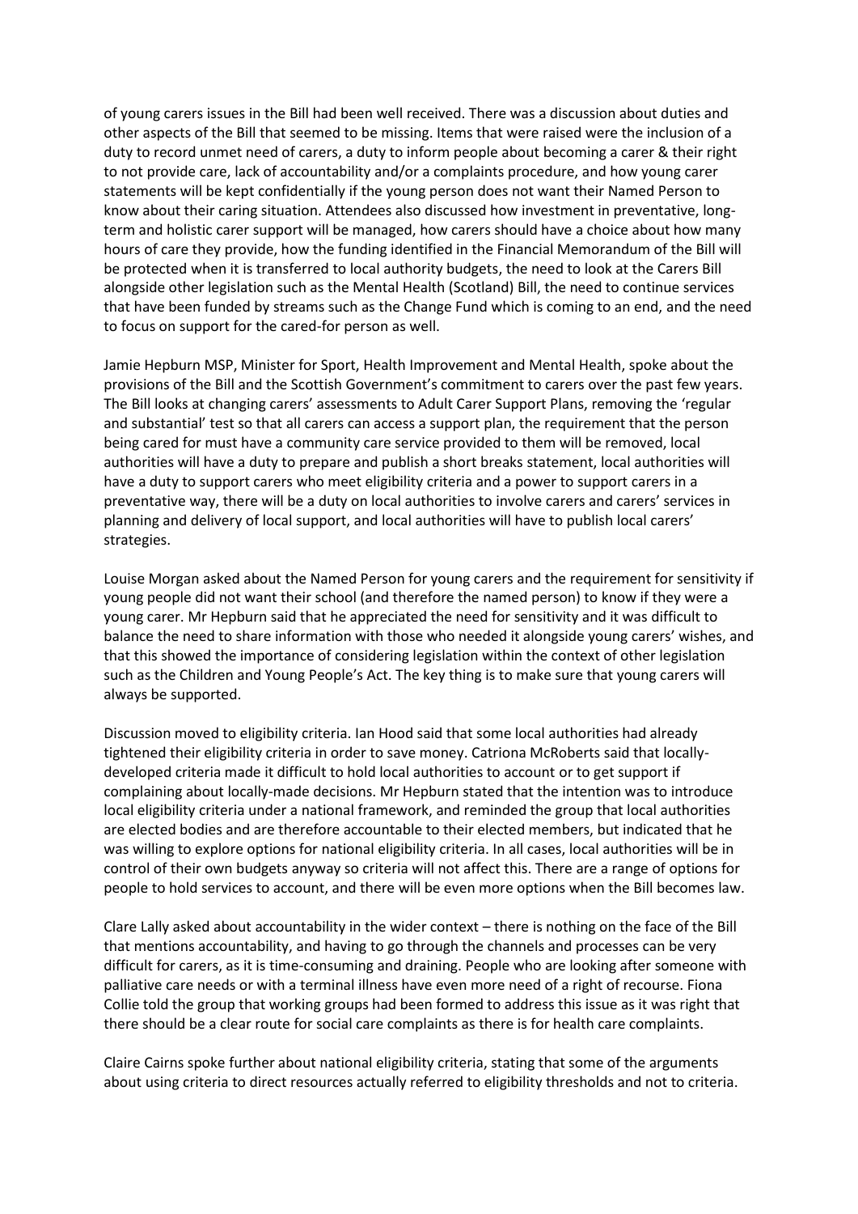of young carers issues in the Bill had been well received. There was a discussion about duties and other aspects of the Bill that seemed to be missing. Items that were raised were the inclusion of a duty to record unmet need of carers, a duty to inform people about becoming a carer & their right to not provide care, lack of accountability and/or a complaints procedure, and how young carer statements will be kept confidentially if the young person does not want their Named Person to know about their caring situation. Attendees also discussed how investment in preventative, long-term and holistic carer support will be managed, how carers should have a choice about how many hours of care they provide, how the funding identified in the Financial Memorandum of the Bill will be protected when it is transferred to local authority budgets, the need to look at the Carers Bill alongside other legislation such as the Mental Health (Scotland) Bill, the need to continue services that have been funded by streams such as the Change Fund which is coming to an end, and the need to focus on support for the cared-for person as well.

Jamie Hepburn MSP, Minister for Sport, Health Improvement and Mental Health, spoke about the provisions of the Bill and the Scottish Government's commitment to carers over the past few years. The Bill looks at changing carers' assessments to Adult Carer Support Plans, removing the 'regular and substantial' test so that all carers can access a support plan, the requirement that the person being cared for must have a community care service provided to them will be removed, local authorities will have a duty to prepare and publish a short breaks statement, local authorities will have a duty to support carers who meet eligibility criteria and a power to support carers in a preventative way, there will be a duty on local authorities to involve carers and carers' services in planning and delivery of local support, and local authorities will have to publish local carers' strategies.

Louise Morgan asked about the Named Person for young carers and the requirement for sensitivity if young people did not want their school (and therefore the named person) to know if they were a young carer. Mr Hepburn said that he appreciated the need for sensitivity and it was difficult to balance the need to share information with those who needed it alongside young carers' wishes, and that this showed the importance of considering legislation within the context of other legislation such as the Children and Young People's Act. The key thing is to make sure that young carers will always be supported.

Discussion moved to eligibility criteria. Ian Hood said that some local authorities had already tightened their eligibility criteria in order to save money. Catriona McRoberts said that locally-developed criteria made it difficult to hold local authorities to account or to get support if complaining about locally-made decisions. Mr Hepburn stated that the intention was to introduce local eligibility criteria under a national framework, and reminded the group that local authorities are elected bodies and are therefore accountable to their elected members, but indicated that he was willing to explore options for national eligibility criteria. In all cases, local authorities will be in control of their own budgets anyway so criteria will not affect this. There are a range of options for people to hold services to account, and there will be even more options when the Bill becomes law.

Clare Lally asked about accountability in the wider context – there is nothing on the face of the Bill that mentions accountability, and having to go through the channels and processes can be very difficult for carers, as it is time-consuming and draining. People who are looking after someone with palliative care needs or with a terminal illness have even more need of a right of recourse. Fiona Collie told the group that working groups had been formed to address this issue as it was right that there should be a clear route for social care complaints as there is for health care complaints.

Claire Cairns spoke further about national eligibility criteria, stating that some of the arguments about using criteria to direct resources actually referred to eligibility thresholds and not to criteria.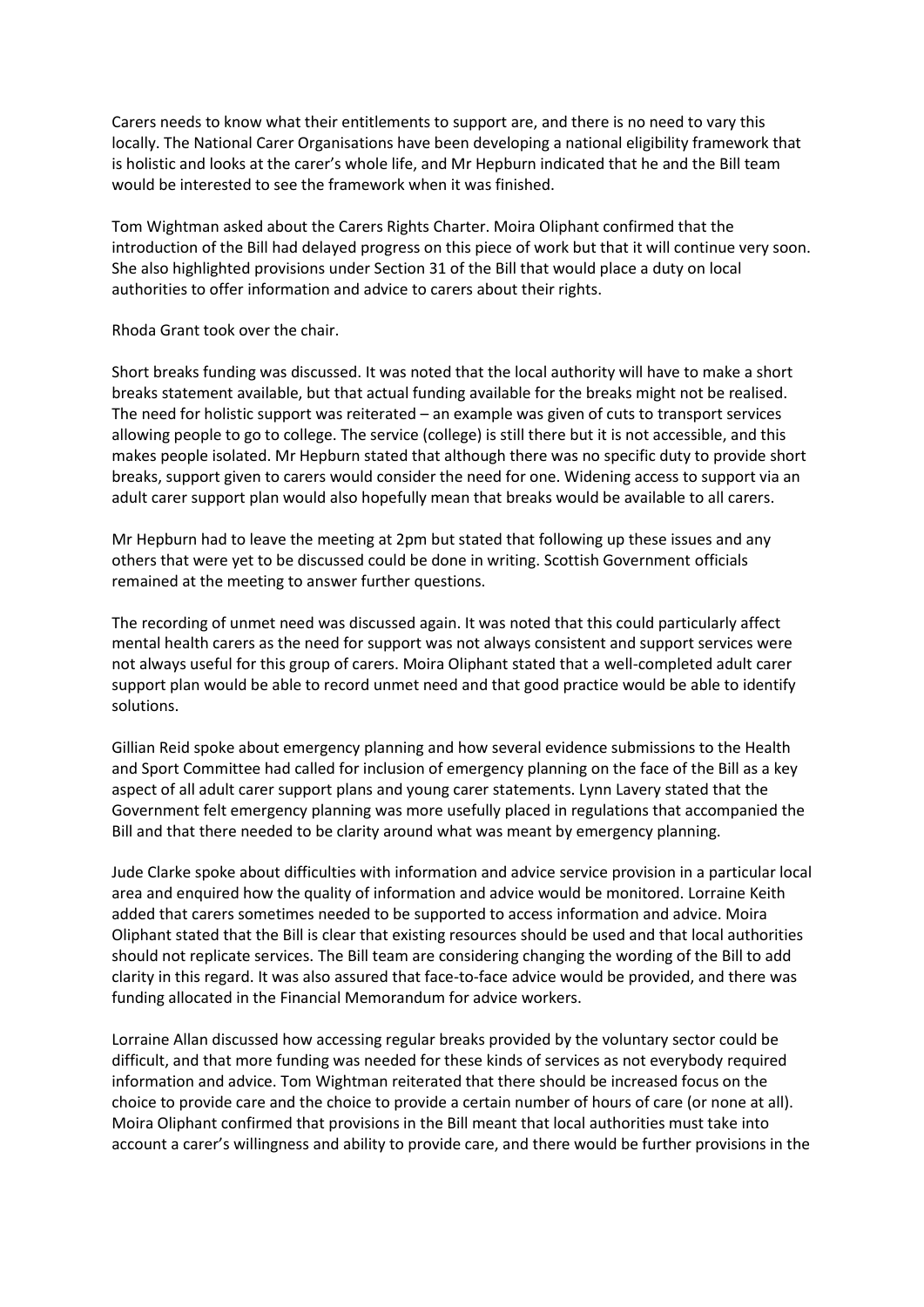Carers needs to know what their entitlements to support are, and there is no need to vary this locally. The National Carer Organisations have been developing a national eligibility framework that is holistic and looks at the carer's whole life, and Mr Hepburn indicated that he and the Bill team would be interested to see the framework when it was finished.

Tom Wightman asked about the Carers Rights Charter. Moira Oliphant confirmed that the introduction of the Bill had delayed progress on this piece of work but that it will continue very soon. She also highlighted provisions under Section 31 of the Bill that would place a duty on local authorities to offer information and advice to carers about their rights.

Rhoda Grant took over the chair.

Short breaks funding was discussed. It was noted that the local authority will have to make a short breaks statement available, but that actual funding available for the breaks might not be realised. The need for holistic support was reiterated – an example was given of cuts to transport services allowing people to go to college. The service (college) is still there but it is not accessible, and this makes people isolated. Mr Hepburn stated that although there was no specific duty to provide short breaks, support given to carers would consider the need for one. Widening access to support via an adult carer support plan would also hopefully mean that breaks would be available to all carers.

Mr Hepburn had to leave the meeting at 2pm but stated that following up these issues and any others that were yet to be discussed could be done in writing. Scottish Government officials remained at the meeting to answer further questions.

The recording of unmet need was discussed again. It was noted that this could particularly affect mental health carers as the need for support was not always consistent and support services were not always useful for this group of carers. Moira Oliphant stated that a well-completed adult carer support plan would be able to record unmet need and that good practice would be able to identify solutions.

Gillian Reid spoke about emergency planning and how several evidence submissions to the Health and Sport Committee had called for inclusion of emergency planning on the face of the Bill as a key aspect of all adult carer support plans and young carer statements. Lynn Lavery stated that the Government felt emergency planning was more usefully placed in regulations that accompanied the Bill and that there needed to be clarity around what was meant by emergency planning.

Jude Clarke spoke about difficulties with information and advice service provision in a particular local area and enquired how the quality of information and advice would be monitored. Lorraine Keith added that carers sometimes needed to be supported to access information and advice. Moira Oliphant stated that the Bill is clear that existing resources should be used and that local authorities should not replicate services. The Bill team are considering changing the wording of the Bill to add clarity in this regard. It was also assured that face-to-face advice would be provided, and there was funding allocated in the Financial Memorandum for advice workers.

Lorraine Allan discussed how accessing regular breaks provided by the voluntary sector could be difficult, and that more funding was needed for these kinds of services as not everybody required information and advice. Tom Wightman reiterated that there should be increased focus on the choice to provide care and the choice to provide a certain number of hours of care (or none at all). Moira Oliphant confirmed that provisions in the Bill meant that local authorities must take into account a carer's willingness and ability to provide care, and there would be further provisions in the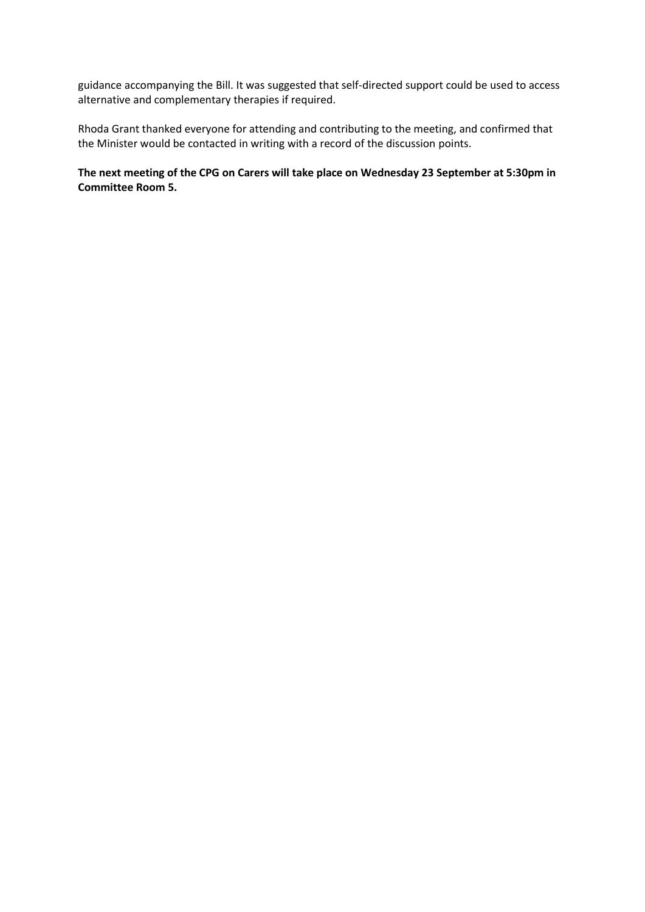guidance accompanying the Bill. It was suggested that self-directed support could be used to access alternative and complementary therapies if required.

Rhoda Grant thanked everyone for attending and contributing to the meeting, and confirmed that the Minister would be contacted in writing with a record of the discussion points.

**The next meeting of the CPG on Carers will take place on Wednesday 23 September at 5:30pm in Committee Room 5.**